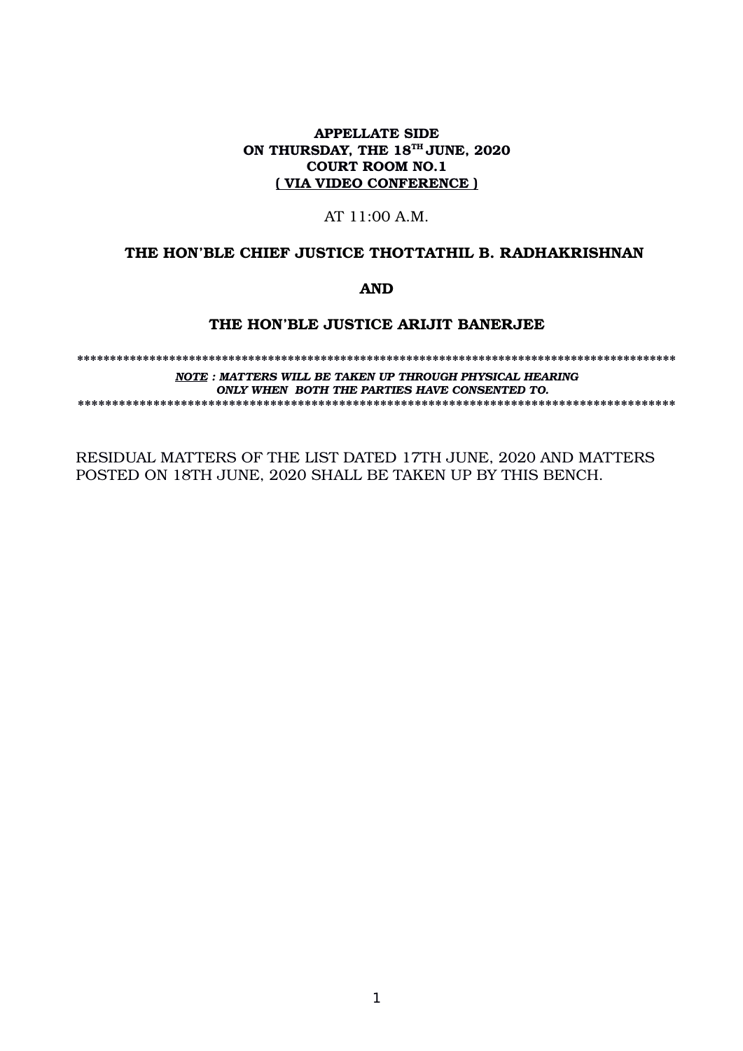**APPELLATE SIDE**
**ON THURSDAY, THE 18TH JUNE, 2020**
**COURT ROOM NO.1**
**( VIA VIDEO CONFERENCE )**

AT 11:00 A.M.

**THE HON'BLE CHIEF JUSTICE THOTTATHIL B. RADHAKRISHNAN**

**AND**

**THE HON'BLE JUSTICE ARIJIT BANERJEE**

*******************************************************************************************

***NOTE : MATTERS WILL BE TAKEN UP THROUGH PHYSICAL HEARING ONLY WHEN BOTH THE PARTIES HAVE CONSENTED TO.***

*******************************************************************************************

RESIDUAL MATTERS OF THE LIST DATED 17TH JUNE, 2020 AND MATTERS POSTED ON 18TH JUNE, 2020 SHALL BE TAKEN UP BY THIS BENCH.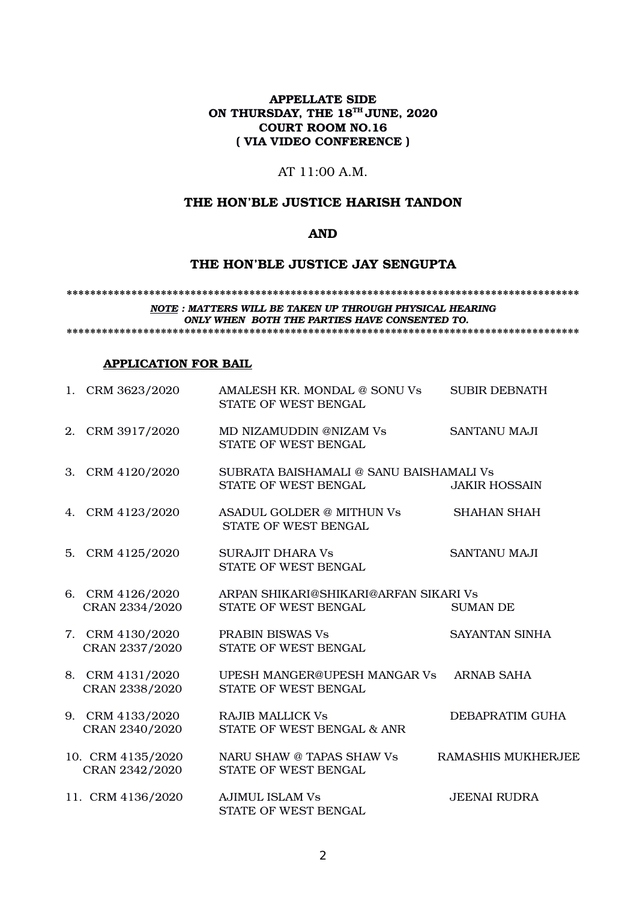**APPELLATE SIDE**
**ON THURSDAY, THE 18TH JUNE, 2020**
**COURT ROOM NO.16**
**( VIA VIDEO CONFERENCE )**

AT 11:00 A.M.

**THE HON'BLE JUSTICE HARISH TANDON**

**AND**

**THE HON'BLE JUSTICE JAY SENGUPTA**

*****************************************************************************************

***NOTE : MATTERS WILL BE TAKEN UP THROUGH PHYSICAL HEARING ONLY WHEN BOTH THE PARTIES HAVE CONSENTED TO.***

*****************************************************************************************

**APPLICATION FOR BAIL**

| No. | Case No. | Parties | Advocate |
|---|---|---|---|
| 1. | CRM 3623/2020 | AMALESH KR. MONDAL @ SONU Vs STATE OF WEST BENGAL | SUBIR DEBNATH |
| 2. | CRM 3917/2020 | MD NIZAMUDDIN @NIZAM Vs STATE OF WEST BENGAL | SANTANU MAJI |
| 3. | CRM 4120/2020 | SUBRATA BAISHAMALI @ SANU BAISHAMALI Vs STATE OF WEST BENGAL | JAKIR HOSSAIN |
| 4. | CRM 4123/2020 | ASADUL GOLDER @ MITHUN Vs STATE OF WEST BENGAL | SHAHAN SHAH |
| 5. | CRM 4125/2020 | SURAJIT DHARA Vs STATE OF WEST BENGAL | SANTANU MAJI |
| 6. | CRM 4126/2020 CRAN 2334/2020 | ARPAN SHIKARI@SHIKARI@ARFAN SIKARI Vs STATE OF WEST BENGAL | SUMAN DE |
| 7. | CRM 4130/2020 CRAN 2337/2020 | PRABIN BISWAS Vs STATE OF WEST BENGAL | SAYANTAN SINHA |
| 8. | CRM 4131/2020 CRAN 2338/2020 | UPESH MANGER@UPESH MANGAR Vs STATE OF WEST BENGAL | ARNAB SAHA |
| 9. | CRM 4133/2020 CRAN 2340/2020 | RAJIB MALLICK Vs STATE OF WEST BENGAL & ANR | DEBAPRATIM GUHA |
| 10. | CRM 4135/2020 CRAN 2342/2020 | NARU SHAW @ TAPAS SHAW Vs STATE OF WEST BENGAL | RAMASHIS MUKHERJEE |
| 11. | CRM 4136/2020 | AJIMUL ISLAM Vs STATE OF WEST BENGAL | JEENAI RUDRA |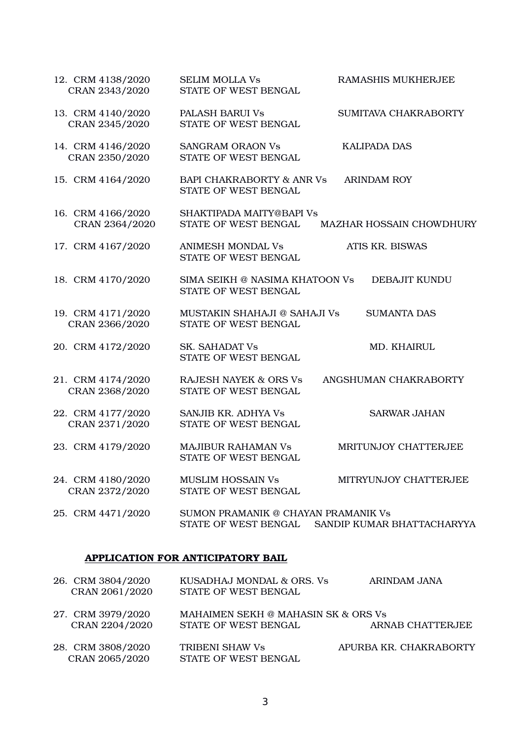12. CRM 4138/2020 CRAN 2343/2020 — SELIM MOLLA Vs STATE OF WEST BENGAL — RAMASHIS MUKHERJEE

13. CRM 4140/2020 CRAN 2345/2020 — PALASH BARUI Vs STATE OF WEST BENGAL — SUMITAVA CHAKRABORTY

14. CRM 4146/2020 CRAN 2350/2020 — SANGRAM ORAON Vs STATE OF WEST BENGAL — KALIPADA DAS

15. CRM 4164/2020 — BAPI CHAKRABORTY & ANR Vs STATE OF WEST BENGAL — ARINDAM ROY

16. CRM 4166/2020 CRAN 2364/2020 — SHAKTIPADA MAITY@BAPI Vs STATE OF WEST BENGAL — MAZHAR HOSSAIN CHOWDHURY

17. CRM 4167/2020 — ANIMESH MONDAL Vs STATE OF WEST BENGAL — ATIS KR. BISWAS

18. CRM 4170/2020 — SIMA SEIKH @ NASIMA KHATOON Vs STATE OF WEST BENGAL — DEBAJIT KUNDU

19. CRM 4171/2020 CRAN 2366/2020 — MUSTAKIN SHAHAJI @ SAHAJI Vs STATE OF WEST BENGAL — SUMANTA DAS

20. CRM 4172/2020 — SK. SAHADAT Vs STATE OF WEST BENGAL — MD. KHAIRUL

21. CRM 4174/2020 CRAN 2368/2020 — RAJESH NAYEK & ORS Vs STATE OF WEST BENGAL — ANGSHUMAN CHAKRABORTY

22. CRM 4177/2020 CRAN 2371/2020 — SANJIB KR. ADHYA Vs STATE OF WEST BENGAL — SARWAR JAHAN

23. CRM 4179/2020 — MAJIBUR RAHAMAN Vs STATE OF WEST BENGAL — MRITUNJOY CHATTERJEE

24. CRM 4180/2020 CRAN 2372/2020 — MUSLIM HOSSAIN Vs STATE OF WEST BENGAL — MITRYUNJOY CHATTERJEE

25. CRM 4471/2020 — SUMON PRAMANIK @ CHAYAN PRAMANIK Vs STATE OF WEST BENGAL — SANDIP KUMAR BHATTACHARYYA

## APPLICATION FOR ANTICIPATORY BAIL

26. CRM 3804/2020 CRAN 2061/2020 — KUSADHAJ MONDAL & ORS. Vs STATE OF WEST BENGAL — ARINDAM JANA

27. CRM 3979/2020 CRAN 2204/2020 — MAHAIMEN SEKH @ MAHASIN SK & ORS Vs STATE OF WEST BENGAL — ARNAB CHATTERJEE

28. CRM 3808/2020 CRAN 2065/2020 — TRIBENI SHAW Vs STATE OF WEST BENGAL — APURBA KR. CHAKRABORTY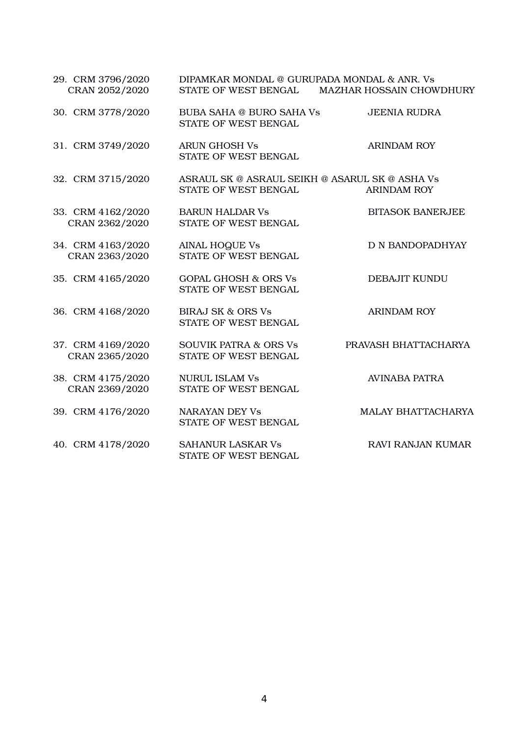| | | |
|---|---|---|
| 29. CRM 3796/2020<br>CRAN 2052/2020 | DIPAMKAR MONDAL @ GURUPADA MONDAL & ANR. Vs<br>STATE OF WEST BENGAL | MAZHAR HOSSAIN CHOWDHURY |
| 30. CRM 3778/2020 | BUBA SAHA @ BURO SAHA Vs<br>STATE OF WEST BENGAL | JEENIA RUDRA |
| 31. CRM 3749/2020 | ARUN GHOSH Vs<br>STATE OF WEST BENGAL | ARINDAM ROY |
| 32. CRM 3715/2020 | ASRAUL SK @ ASRAUL SEIKH @ ASARUL SK @ ASHA Vs<br>STATE OF WEST BENGAL | ARINDAM ROY |
| 33. CRM 4162/2020<br>CRAN 2362/2020 | BARUN HALDAR Vs<br>STATE OF WEST BENGAL | BITASOK BANERJEE |
| 34. CRM 4163/2020<br>CRAN 2363/2020 | AINAL HOQUE Vs<br>STATE OF WEST BENGAL | D N BANDOPADHYAY |
| 35. CRM 4165/2020 | GOPAL GHOSH & ORS Vs<br>STATE OF WEST BENGAL | DEBAJIT KUNDU |
| 36. CRM 4168/2020 | BIRAJ SK & ORS Vs<br>STATE OF WEST BENGAL | ARINDAM ROY |
| 37. CRM 4169/2020<br>CRAN 2365/2020 | SOUVIK PATRA & ORS Vs<br>STATE OF WEST BENGAL | PRAVASH BHATTACHARYA |
| 38. CRM 4175/2020<br>CRAN 2369/2020 | NURUL ISLAM Vs<br>STATE OF WEST BENGAL | AVINABA PATRA |
| 39. CRM 4176/2020 | NARAYAN DEY Vs<br>STATE OF WEST BENGAL | MALAY BHATTACHARYA |
| 40. CRM 4178/2020 | SAHANUR LASKAR Vs<br>STATE OF WEST BENGAL | RAVI RANJAN KUMAR |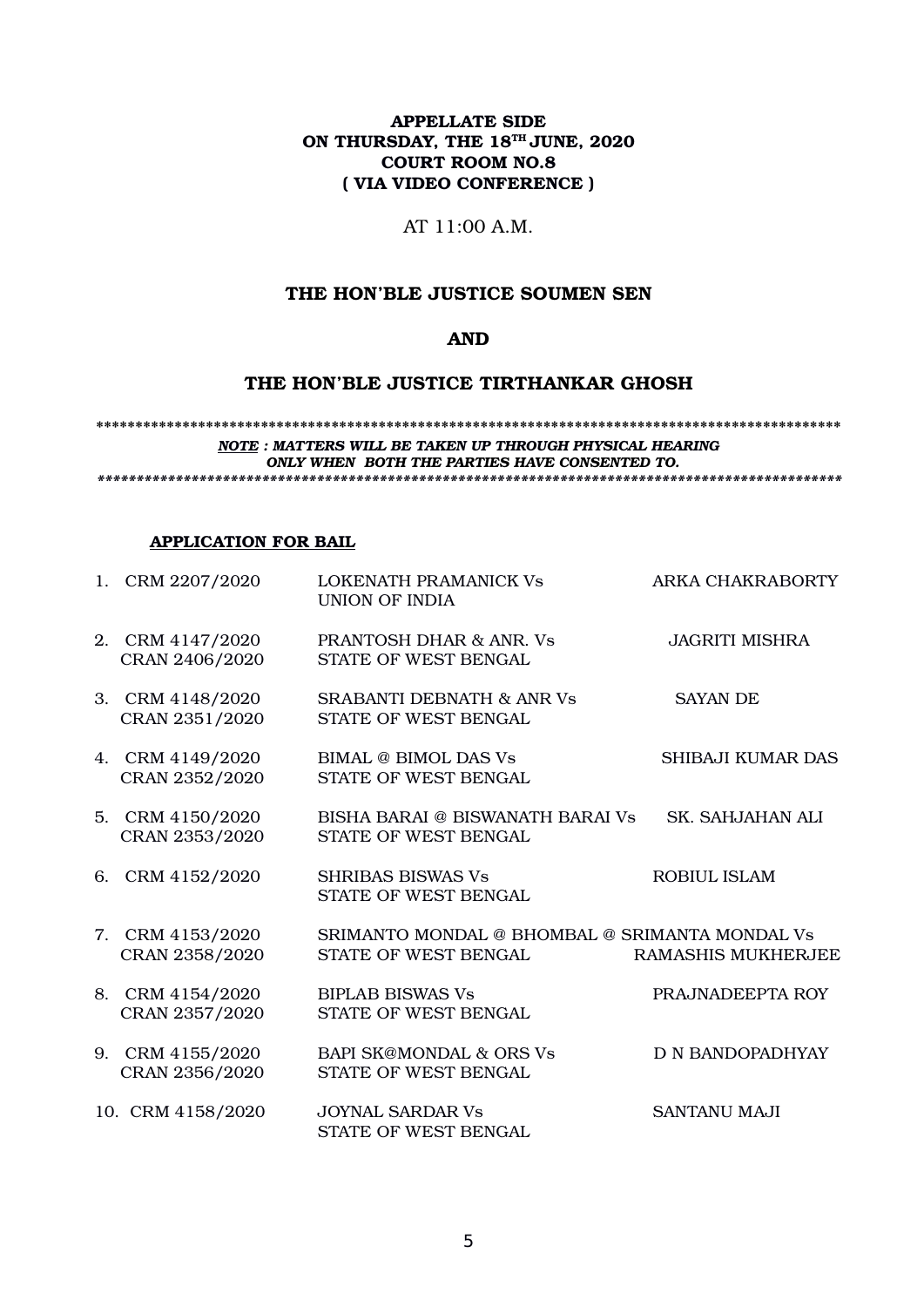**APPELLATE SIDE**
**ON THURSDAY, THE 18TH JUNE, 2020**
**COURT ROOM NO.8**
**( VIA VIDEO CONFERENCE )**

AT 11:00 A.M.

**THE HON'BLE JUSTICE SOUMEN SEN**

**AND**

**THE HON'BLE JUSTICE TIRTHANKAR GHOSH**

***************************************************************************************************

***NOTE : MATTERS WILL BE TAKEN UP THROUGH PHYSICAL HEARING ONLY WHEN BOTH THE PARTIES HAVE CONSENTED TO.***

***************************************************************************************************

**APPLICATION FOR BAIL**

| No. | Case No. | Parties | Advocate |
|---|---|---|---|
| 1. | CRM 2207/2020 | LOKENATH PRAMANICK Vs UNION OF INDIA | ARKA CHAKRABORTY |
| 2. | CRM 4147/2020 CRAN 2406/2020 | PRANTOSH DHAR & ANR. Vs STATE OF WEST BENGAL | JAGRITI MISHRA |
| 3. | CRM 4148/2020 CRAN 2351/2020 | SRABANTI DEBNATH & ANR Vs STATE OF WEST BENGAL | SAYAN DE |
| 4. | CRM 4149/2020 CRAN 2352/2020 | BIMAL @ BIMOL DAS Vs STATE OF WEST BENGAL | SHIBAJI KUMAR DAS |
| 5. | CRM 4150/2020 CRAN 2353/2020 | BISHA BARAI @ BISWANATH BARAI Vs STATE OF WEST BENGAL | SK. SAHJAHAN ALI |
| 6. | CRM 4152/2020 | SHRIBAS BISWAS Vs STATE OF WEST BENGAL | ROBIUL ISLAM |
| 7. | CRM 4153/2020 CRAN 2358/2020 | SRIMANTO MONDAL @ BHOMBAL @ SRIMANTA MONDAL Vs STATE OF WEST BENGAL | RAMASHIS MUKHERJEE |
| 8. | CRM 4154/2020 CRAN 2357/2020 | BIPLAB BISWAS Vs STATE OF WEST BENGAL | PRAJNADEEPTA ROY |
| 9. | CRM 4155/2020 CRAN 2356/2020 | BAPI SK@MONDAL & ORS Vs STATE OF WEST BENGAL | D N BANDOPADHYAY |
| 10. | CRM 4158/2020 | JOYNAL SARDAR Vs STATE OF WEST BENGAL | SANTANU MAJI |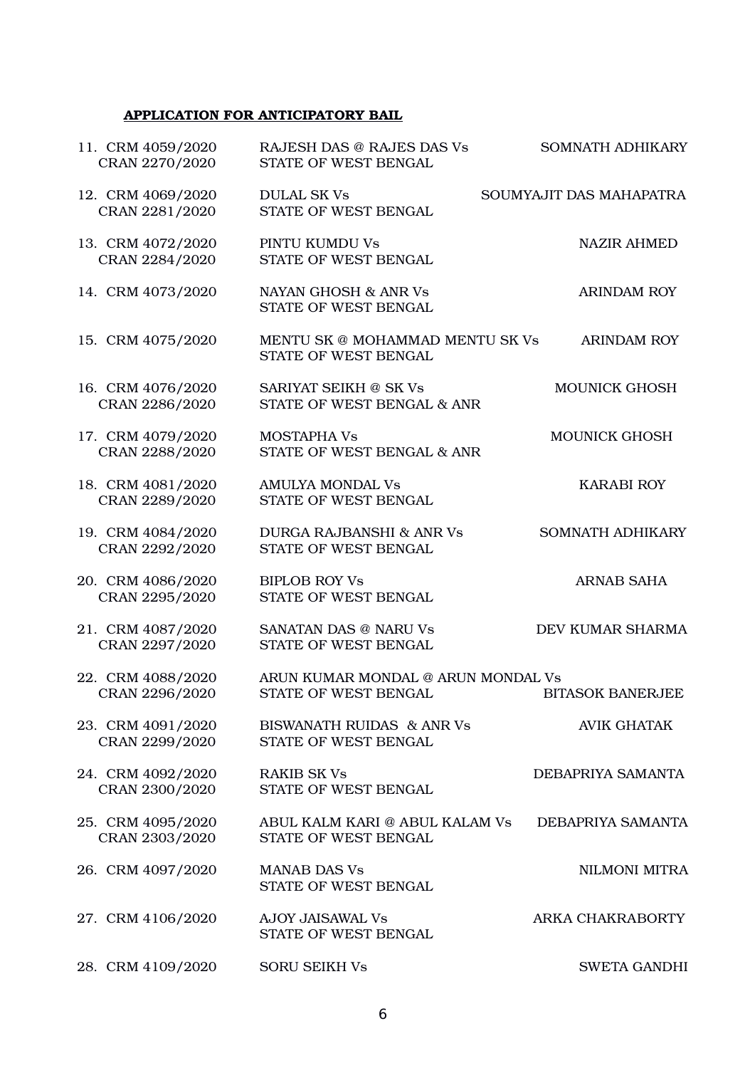**APPLICATION FOR ANTICIPATORY BAIL**

| | | |
|---|---|---|
| 11. CRM 4059/2020<br>CRAN 2270/2020 | RAJESH DAS @ RAJES DAS Vs<br>STATE OF WEST BENGAL | SOMNATH ADHIKARY |
| 12. CRM 4069/2020<br>CRAN 2281/2020 | DULAL SK Vs<br>STATE OF WEST BENGAL | SOUMYAJIT DAS MAHAPATRA |
| 13. CRM 4072/2020<br>CRAN 2284/2020 | PINTU KUMDU Vs<br>STATE OF WEST BENGAL | NAZIR AHMED |
| 14. CRM 4073/2020 | NAYAN GHOSH & ANR Vs<br>STATE OF WEST BENGAL | ARINDAM ROY |
| 15. CRM 4075/2020 | MENTU SK @ MOHAMMAD MENTU SK Vs<br>STATE OF WEST BENGAL | ARINDAM ROY |
| 16. CRM 4076/2020<br>CRAN 2286/2020 | SARIYAT SEIKH @ SK Vs<br>STATE OF WEST BENGAL & ANR | MOUNICK GHOSH |
| 17. CRM 4079/2020<br>CRAN 2288/2020 | MOSTAPHA Vs<br>STATE OF WEST BENGAL & ANR | MOUNICK GHOSH |
| 18. CRM 4081/2020<br>CRAN 2289/2020 | AMULYA MONDAL Vs<br>STATE OF WEST BENGAL | KARABI ROY |
| 19. CRM 4084/2020<br>CRAN 2292/2020 | DURGA RAJBANSHI & ANR Vs<br>STATE OF WEST BENGAL | SOMNATH ADHIKARY |
| 20. CRM 4086/2020<br>CRAN 2295/2020 | BIPLOB ROY Vs<br>STATE OF WEST BENGAL | ARNAB SAHA |
| 21. CRM 4087/2020<br>CRAN 2297/2020 | SANATAN DAS @ NARU Vs<br>STATE OF WEST BENGAL | DEV KUMAR SHARMA |
| 22. CRM 4088/2020<br>CRAN 2296/2020 | ARUN KUMAR MONDAL @ ARUN MONDAL Vs<br>STATE OF WEST BENGAL | BITASOK BANERJEE |
| 23. CRM 4091/2020<br>CRAN 2299/2020 | BISWANATH RUIDAS & ANR Vs<br>STATE OF WEST BENGAL | AVIK GHATAK |
| 24. CRM 4092/2020<br>CRAN 2300/2020 | RAKIB SK Vs<br>STATE OF WEST BENGAL | DEBAPRIYA SAMANTA |
| 25. CRM 4095/2020<br>CRAN 2303/2020 | ABUL KALM KARI @ ABUL KALAM Vs<br>STATE OF WEST BENGAL | DEBAPRIYA SAMANTA |
| 26. CRM 4097/2020 | MANAB DAS Vs<br>STATE OF WEST BENGAL | NILMONI MITRA |
| 27. CRM 4106/2020 | AJOY JAISAWAL Vs<br>STATE OF WEST BENGAL | ARKA CHAKRABORTY |
| 28. CRM 4109/2020 | SORU SEIKH Vs | SWETA GANDHI |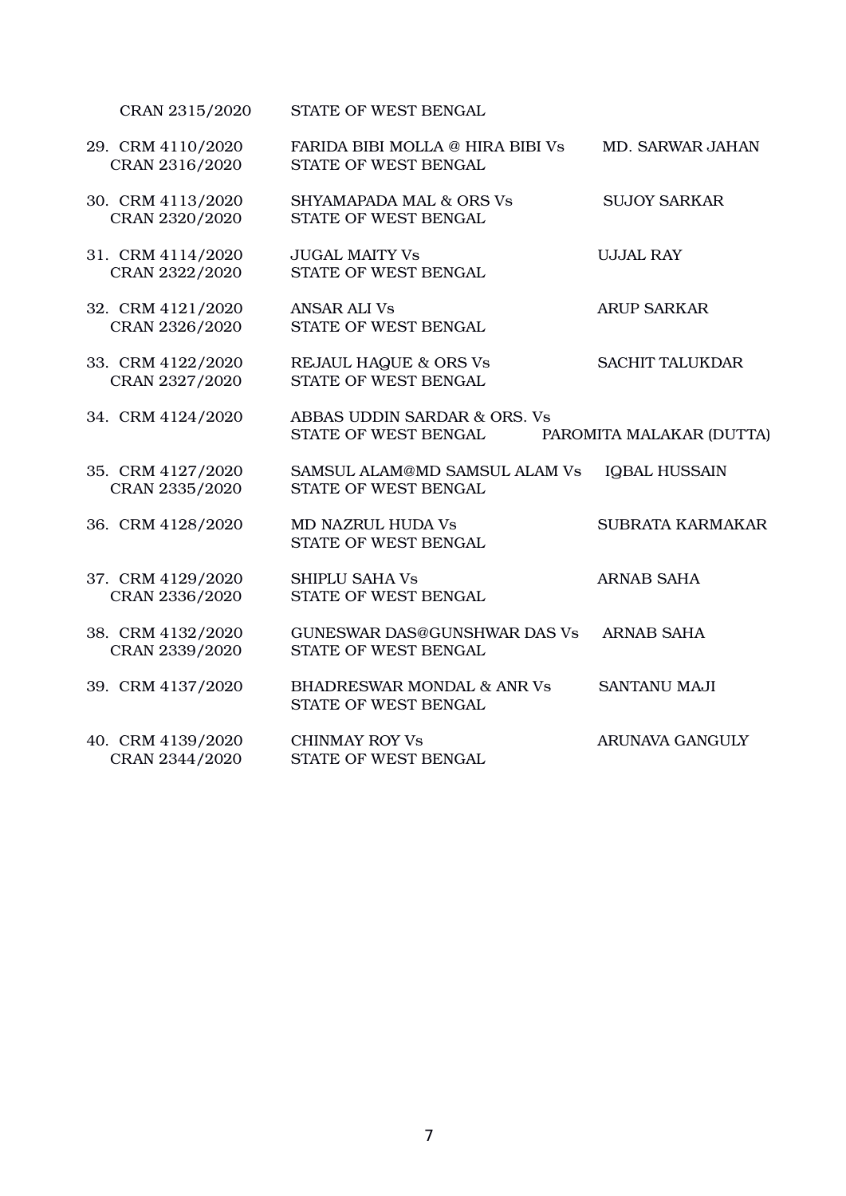| | | |
|---|---|---|
| CRAN 2315/2020 | STATE OF WEST BENGAL | |
| 29. CRM 4110/2020<br>CRAN 2316/2020 | FARIDA BIBI MOLLA @ HIRA BIBI Vs<br>STATE OF WEST BENGAL | MD. SARWAR JAHAN |
| 30. CRM 4113/2020<br>CRAN 2320/2020 | SHYAMAPADA MAL & ORS Vs<br>STATE OF WEST BENGAL | SUJOY SARKAR |
| 31. CRM 4114/2020<br>CRAN 2322/2020 | JUGAL MAITY Vs<br>STATE OF WEST BENGAL | UJJAL RAY |
| 32. CRM 4121/2020<br>CRAN 2326/2020 | ANSAR ALI Vs<br>STATE OF WEST BENGAL | ARUP SARKAR |
| 33. CRM 4122/2020<br>CRAN 2327/2020 | REJAUL HAQUE & ORS Vs<br>STATE OF WEST BENGAL | SACHIT TALUKDAR |
| 34. CRM 4124/2020 | ABBAS UDDIN SARDAR & ORS. Vs<br>STATE OF WEST BENGAL | PAROMITA MALAKAR (DUTTA) |
| 35. CRM 4127/2020<br>CRAN 2335/2020 | SAMSUL ALAM@MD SAMSUL ALAM Vs<br>STATE OF WEST BENGAL | IQBAL HUSSAIN |
| 36. CRM 4128/2020 | MD NAZRUL HUDA Vs<br>STATE OF WEST BENGAL | SUBRATA KARMAKAR |
| 37. CRM 4129/2020<br>CRAN 2336/2020 | SHIPLU SAHA Vs<br>STATE OF WEST BENGAL | ARNAB SAHA |
| 38. CRM 4132/2020<br>CRAN 2339/2020 | GUNESWAR DAS@GUNSHWAR DAS Vs<br>STATE OF WEST BENGAL | ARNAB SAHA |
| 39. CRM 4137/2020 | BHADRESWAR MONDAL & ANR Vs<br>STATE OF WEST BENGAL | SANTANU MAJI |
| 40. CRM 4139/2020<br>CRAN 2344/2020 | CHINMAY ROY Vs<br>STATE OF WEST BENGAL | ARUNAVA GANGULY |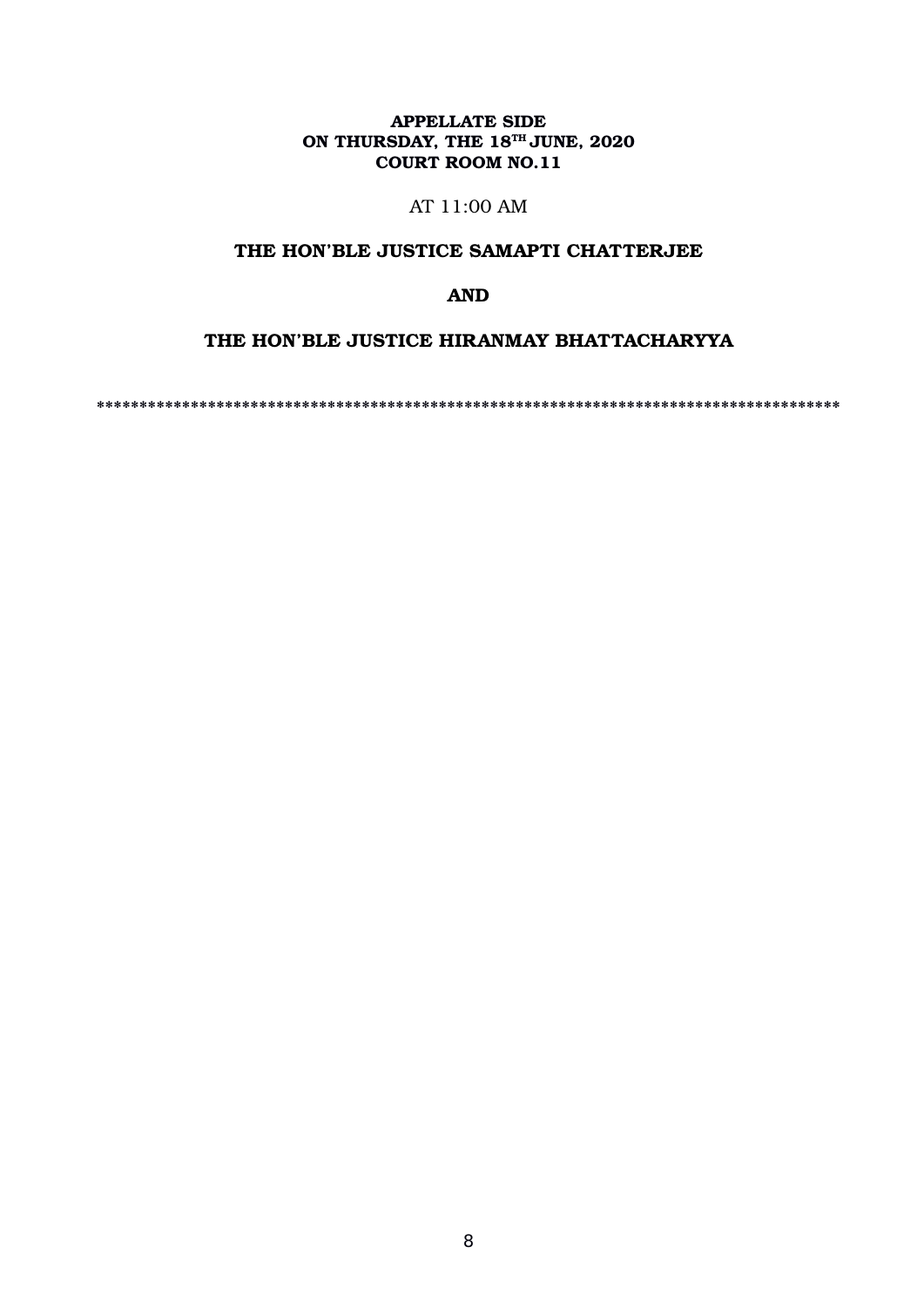**APPELLATE SIDE**
**ON THURSDAY, THE 18TH JUNE, 2020**
**COURT ROOM NO.11**

AT 11:00 AM

**THE HON'BLE JUSTICE SAMAPTI CHATTERJEE**

**AND**

**THE HON'BLE JUSTICE HIRANMAY BHATTACHARYYA**

****************************************************************************************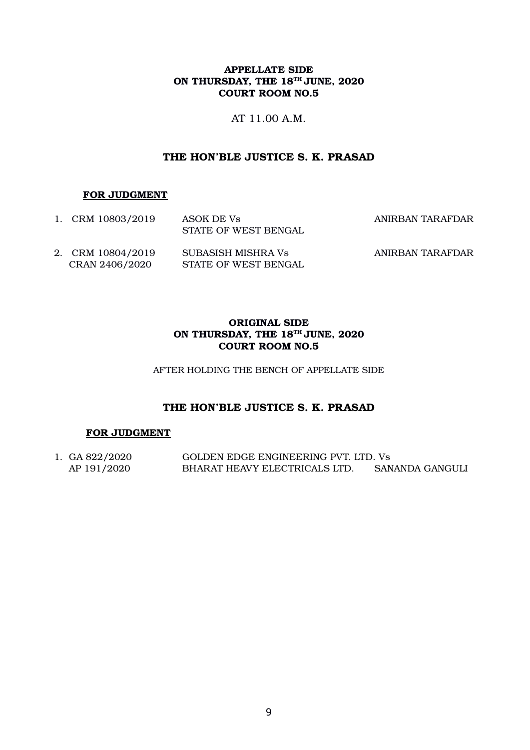**APPELLATE SIDE**
**ON THURSDAY, THE 18TH JUNE, 2020**
**COURT ROOM NO.5**

AT 11.00 A.M.

**THE HON'BLE JUSTICE S. K. PRASAD**

**FOR JUDGMENT**

| | | | |
|---|---|---|---|
| 1. | CRM 10803/2019 | ASOK DE Vs STATE OF WEST BENGAL | ANIRBAN TARAFDAR |
| 2. | CRM 10804/2019 CRAN 2406/2020 | SUBASISH MISHRA Vs STATE OF WEST BENGAL | ANIRBAN TARAFDAR |

**ORIGINAL SIDE**
**ON THURSDAY, THE 18TH JUNE, 2020**
**COURT ROOM NO.5**

AFTER HOLDING THE BENCH OF APPELLATE SIDE

**THE HON'BLE JUSTICE S. K. PRASAD**

**FOR JUDGMENT**

| | | | |
|---|---|---|---|
| 1. | GA 822/2020 AP 191/2020 | GOLDEN EDGE ENGINEERING PVT. LTD. Vs BHARAT HEAVY ELECTRICALS LTD. | SANANDA GANGULI |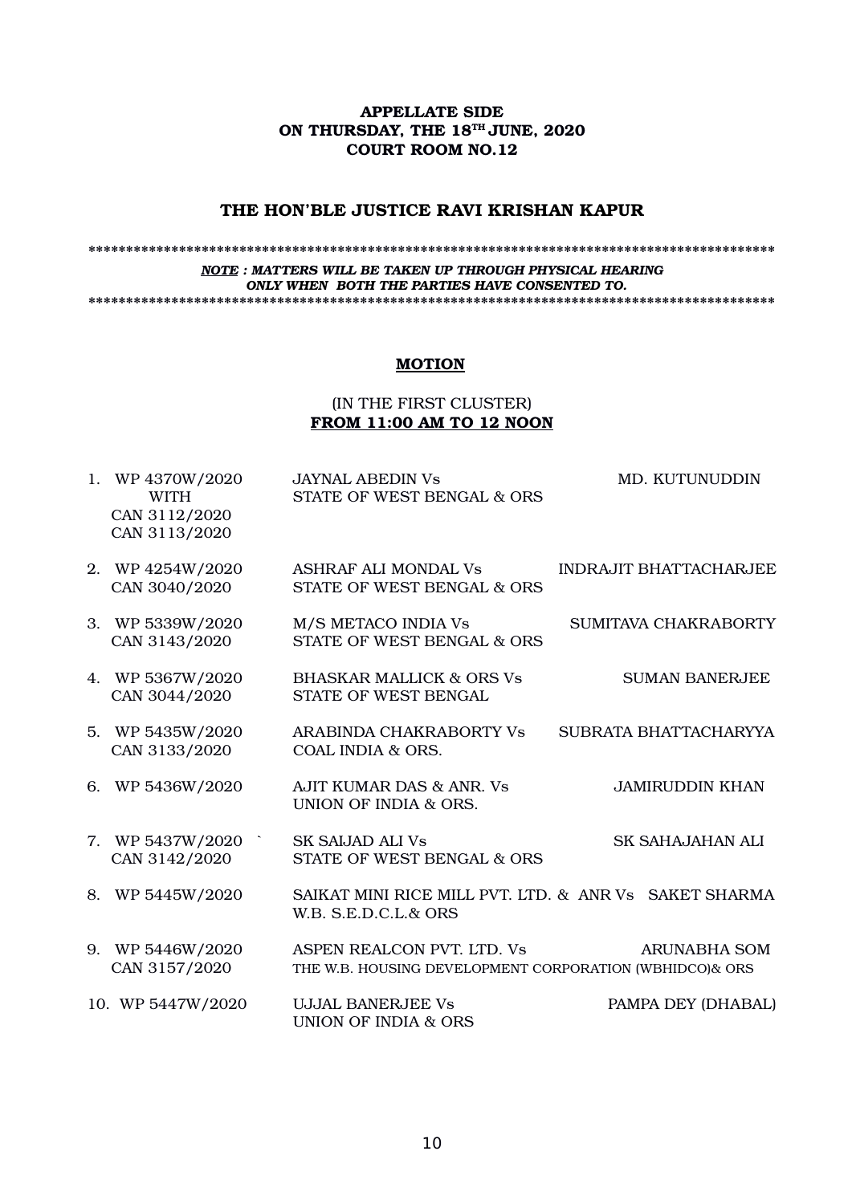**APPELLATE SIDE**
**ON THURSDAY, THE 18TH JUNE, 2020**
**COURT ROOM NO.12**

## THE HON'BLE JUSTICE RAVI KRISHAN KAPUR

*******************************************************************************************

***NOTE : MATTERS WILL BE TAKEN UP THROUGH PHYSICAL HEARING ONLY WHEN BOTH THE PARTIES HAVE CONSENTED TO.***

*******************************************************************************************

**MOTION**

(IN THE FIRST CLUSTER)
**FROM 11:00 AM TO 12 NOON**

| | Case No. | Parties | Advocate |
|---|---|---|---|
| 1. | WP 4370W/2020 WITH CAN 3112/2020 CAN 3113/2020 | JAYNAL ABEDIN Vs STATE OF WEST BENGAL & ORS | MD. KUTUNUDDIN |
| 2. | WP 4254W/2020 CAN 3040/2020 | ASHRAF ALI MONDAL Vs STATE OF WEST BENGAL & ORS | INDRAJIT BHATTACHARJEE |
| 3. | WP 5339W/2020 CAN 3143/2020 | M/S METACO INDIA Vs STATE OF WEST BENGAL & ORS | SUMITAVA CHAKRABORTY |
| 4. | WP 5367W/2020 CAN 3044/2020 | BHASKAR MALLICK & ORS Vs STATE OF WEST BENGAL | SUMAN BANERJEE |
| 5. | WP 5435W/2020 CAN 3133/2020 | ARABINDA CHAKRABORTY Vs COAL INDIA & ORS. | SUBRATA BHATTACHARYYA |
| 6. | WP 5436W/2020 | AJIT KUMAR DAS & ANR. Vs UNION OF INDIA & ORS. | JAMIRUDDIN KHAN |
| 7. | WP 5437W/2020 CAN 3142/2020 | SK SAIJAD ALI Vs STATE OF WEST BENGAL & ORS | SK SAHAJAHAN ALI |
| 8. | WP 5445W/2020 | SAIKAT MINI RICE MILL PVT. LTD. & ANR Vs W.B. S.E.D.C.L.& ORS | SAKET SHARMA |
| 9. | WP 5446W/2020 CAN 3157/2020 | ASPEN REALCON PVT. LTD. Vs THE W.B. HOUSING DEVELOPMENT CORPORATION (WBHIDCO)& ORS | ARUNABHA SOM |
| 10. | WP 5447W/2020 | UJJAL BANERJEE Vs UNION OF INDIA & ORS | PAMPA DEY (DHABAL) |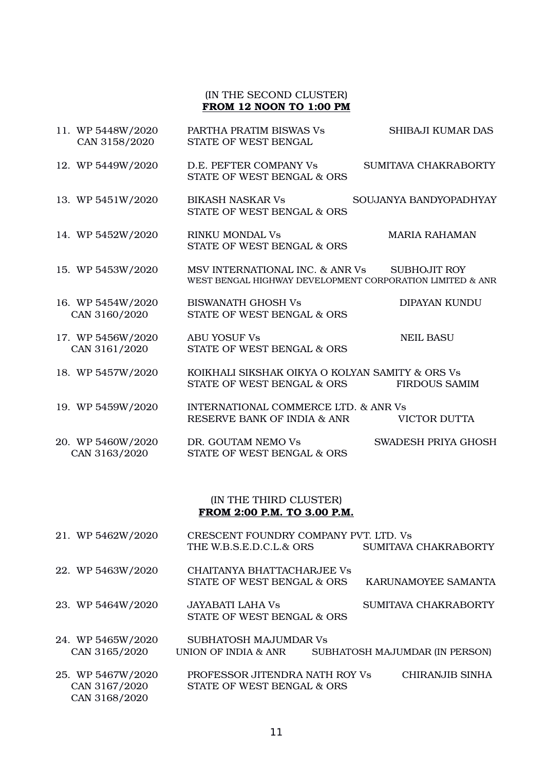(IN THE SECOND CLUSTER)
**FROM 12 NOON TO 1:00 PM**

| | | |
|---|---|---|
| 11. WP 5448W/2020<br>CAN 3158/2020 | PARTHA PRATIM BISWAS Vs<br>STATE OF WEST BENGAL | SHIBAJI KUMAR DAS |
| 12. WP 5449W/2020 | D.E. PEFTER COMPANY Vs<br>STATE OF WEST BENGAL & ORS | SUMITAVA CHAKRABORTY |
| 13. WP 5451W/2020 | BIKASH NASKAR Vs<br>STATE OF WEST BENGAL & ORS | SOUJANYA BANDYOPADHYAY |
| 14. WP 5452W/2020 | RINKU MONDAL Vs<br>STATE OF WEST BENGAL & ORS | MARIA RAHAMAN |
| 15. WP 5453W/2020 | MSV INTERNATIONAL INC. & ANR Vs<br>WEST BENGAL HIGHWAY DEVELOPMENT CORPORATION LIMITED & ANR | SUBHOJIT ROY |
| 16. WP 5454W/2020<br>CAN 3160/2020 | BISWANATH GHOSH Vs<br>STATE OF WEST BENGAL & ORS | DIPAYAN KUNDU |
| 17. WP 5456W/2020<br>CAN 3161/2020 | ABU YOSUF Vs<br>STATE OF WEST BENGAL & ORS | NEIL BASU |
| 18. WP 5457W/2020 | KOIKHALI SIKSHAK OIKYA O KOLYAN SAMITY & ORS Vs<br>STATE OF WEST BENGAL & ORS | FIRDOUS SAMIM |
| 19. WP 5459W/2020 | INTERNATIONAL COMMERCE LTD. & ANR Vs<br>RESERVE BANK OF INDIA & ANR | VICTOR DUTTA |
| 20. WP 5460W/2020<br>CAN 3163/2020 | DR. GOUTAM NEMO Vs<br>STATE OF WEST BENGAL & ORS | SWADESH PRIYA GHOSH |

(IN THE THIRD CLUSTER)
**FROM 2:00 P.M. TO 3.00 P.M.**

| | | |
|---|---|---|
| 21. WP 5462W/2020 | CRESCENT FOUNDRY COMPANY PVT. LTD. Vs<br>THE W.B.S.E.D.C.L.& ORS | SUMITAVA CHAKRABORTY |
| 22. WP 5463W/2020 | CHAITANYA BHATTACHARJEE Vs<br>STATE OF WEST BENGAL & ORS | KARUNAMOYEE SAMANTA |
| 23. WP 5464W/2020 | JAYABATI LAHA Vs<br>STATE OF WEST BENGAL & ORS | SUMITAVA CHAKRABORTY |
| 24. WP 5465W/2020<br>CAN 3165/2020 | SUBHATOSH MAJUMDAR Vs<br>UNION OF INDIA & ANR | SUBHATOSH MAJUMDAR (IN PERSON) |
| 25. WP 5467W/2020<br>CAN 3167/2020<br>CAN 3168/2020 | PROFESSOR JITENDRA NATH ROY Vs<br>STATE OF WEST BENGAL & ORS | CHIRANJIB SINHA |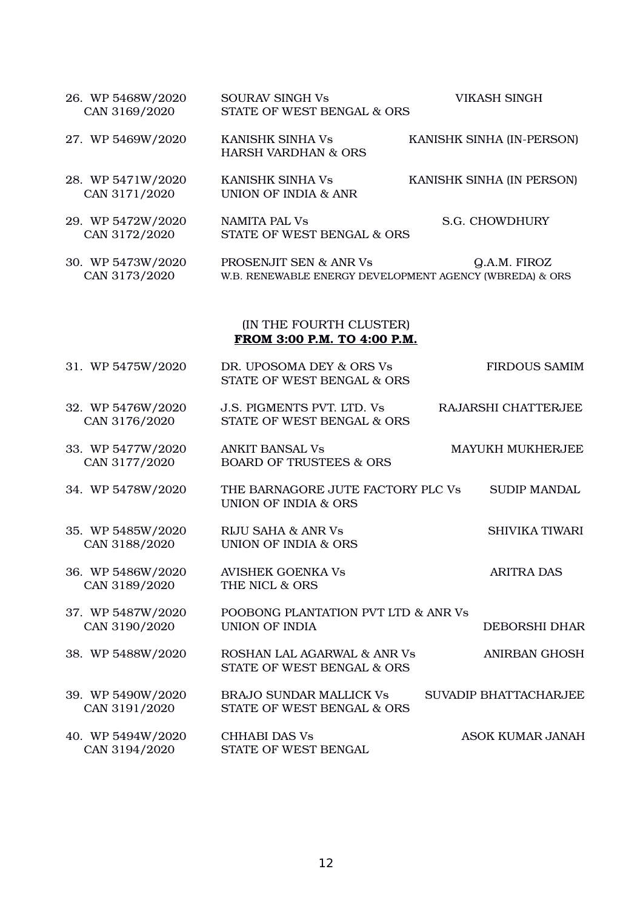| | | |
|---|---|---|
| 26. WP 5468W/2020 CAN 3169/2020 | SOURAV SINGH Vs STATE OF WEST BENGAL & ORS | VIKASH SINGH |
| 27. WP 5469W/2020 | KANISHK SINHA Vs HARSH VARDHAN & ORS | KANISHK SINHA (IN-PERSON) |
| 28. WP 5471W/2020 CAN 3171/2020 | KANISHK SINHA Vs UNION OF INDIA & ANR | KANISHK SINHA (IN PERSON) |
| 29. WP 5472W/2020 CAN 3172/2020 | NAMITA PAL Vs STATE OF WEST BENGAL & ORS | S.G. CHOWDHURY |
| 30. WP 5473W/2020 CAN 3173/2020 | PROSENJIT SEN & ANR Vs W.B. RENEWABLE ENERGY DEVELOPMENT AGENCY (WBREDA) & ORS | Q.A.M. FIROZ |

(IN THE FOURTH CLUSTER)
**FROM 3:00 P.M. TO 4:00 P.M.**

| | | |
|---|---|---|
| 31. WP 5475W/2020 | DR. UPOSOMA DEY & ORS Vs STATE OF WEST BENGAL & ORS | FIRDOUS SAMIM |
| 32. WP 5476W/2020 CAN 3176/2020 | J.S. PIGMENTS PVT. LTD. Vs STATE OF WEST BENGAL & ORS | RAJARSHI CHATTERJEE |
| 33. WP 5477W/2020 CAN 3177/2020 | ANKIT BANSAL Vs BOARD OF TRUSTEES & ORS | MAYUKH MUKHERJEE |
| 34. WP 5478W/2020 | THE BARNAGORE JUTE FACTORY PLC Vs UNION OF INDIA & ORS | SUDIP MANDAL |
| 35. WP 5485W/2020 CAN 3188/2020 | RIJU SAHA & ANR Vs UNION OF INDIA & ORS | SHIVIKA TIWARI |
| 36. WP 5486W/2020 CAN 3189/2020 | AVISHEK GOENKA Vs THE NICL & ORS | ARITRA DAS |
| 37. WP 5487W/2020 CAN 3190/2020 | POOBONG PLANTATION PVT LTD & ANR Vs UNION OF INDIA | DEBORSHI DHAR |
| 38. WP 5488W/2020 | ROSHAN LAL AGARWAL & ANR Vs STATE OF WEST BENGAL & ORS | ANIRBAN GHOSH |
| 39. WP 5490W/2020 CAN 3191/2020 | BRAJO SUNDAR MALLICK Vs STATE OF WEST BENGAL & ORS | SUVADIP BHATTACHARJEE |
| 40. WP 5494W/2020 CAN 3194/2020 | CHHABI DAS Vs STATE OF WEST BENGAL | ASOK KUMAR JANAH |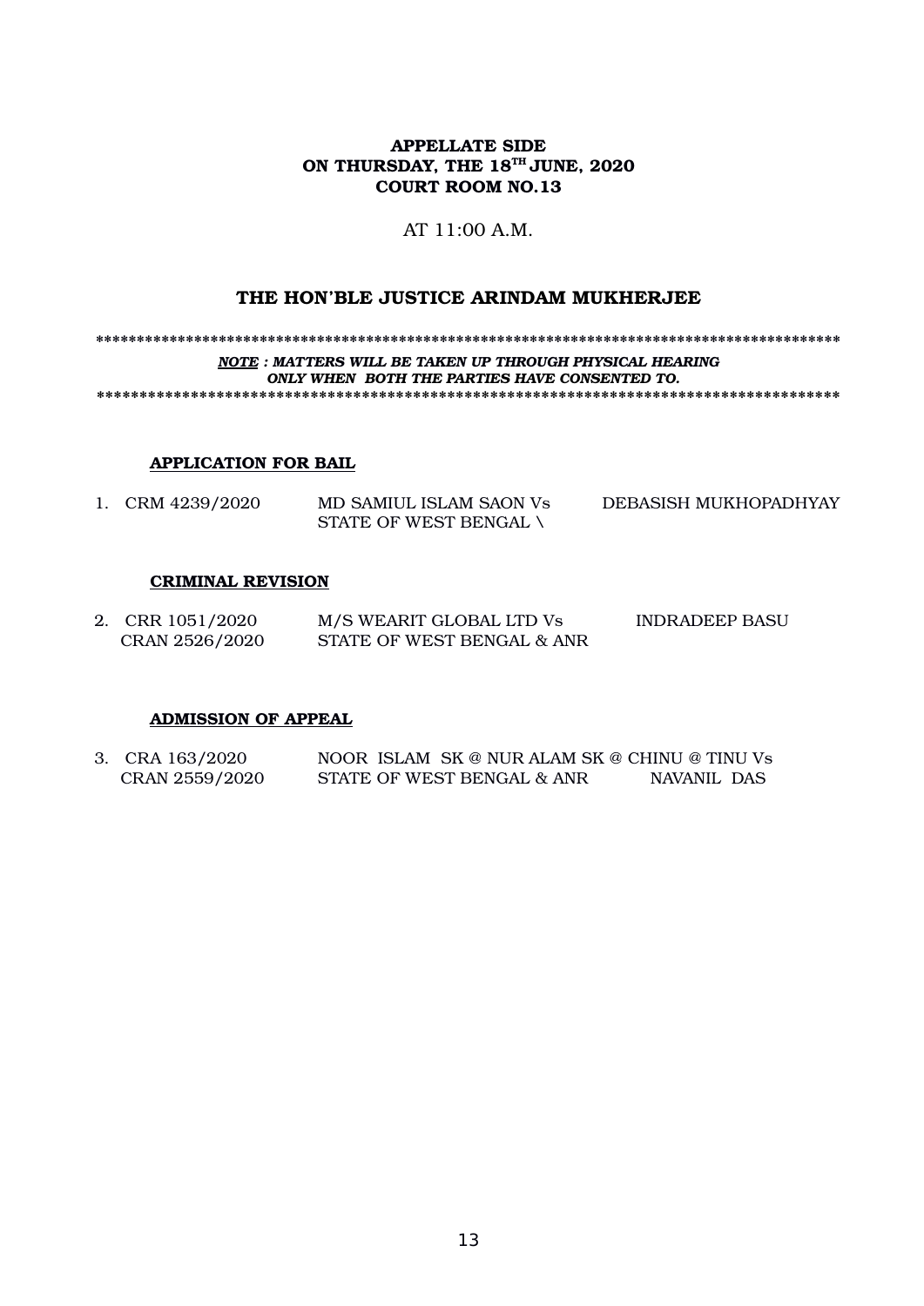**APPELLATE SIDE**
**ON THURSDAY, THE 18TH JUNE, 2020**
**COURT ROOM NO.13**

AT 11:00 A.M.

## THE HON'BLE JUSTICE ARINDAM MUKHERJEE

*******************************************************************************************

***NOTE : MATTERS WILL BE TAKEN UP THROUGH PHYSICAL HEARING ONLY WHEN BOTH THE PARTIES HAVE CONSENTED TO.***

*******************************************************************************************

**APPLICATION FOR BAIL**

| | | | |
|---|---|---|---|
| 1. | CRM 4239/2020 | MD SAMIUL ISLAM SAON Vs STATE OF WEST BENGAL \ | DEBASISH MUKHOPADHYAY |

**CRIMINAL REVISION**

| | | | |
|---|---|---|---|
| 2. | CRR 1051/2020 CRAN 2526/2020 | M/S WEARIT GLOBAL LTD Vs STATE OF WEST BENGAL & ANR | INDRADEEP BASU |

**ADMISSION OF APPEAL**

| | | | |
|---|---|---|---|
| 3. | CRA 163/2020 CRAN 2559/2020 | NOOR ISLAM SK @ NUR ALAM SK @ CHINU @ TINU Vs STATE OF WEST BENGAL & ANR | NAVANIL DAS |